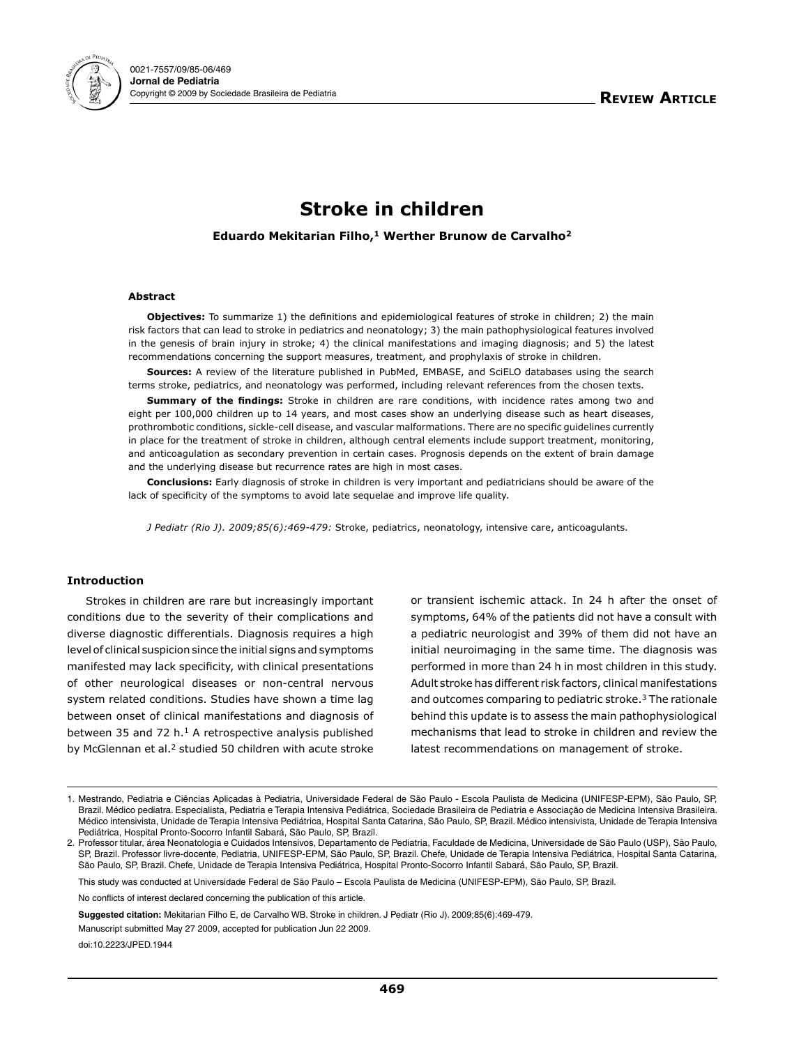# Stroke in children

**Eduardo Mekitarian Filho,[1] Werther Brunow de Carvalho[2]**

#### Abstract

**Objectives:** To summarize 1) the definitions and epidemiological features of stroke in children; 2) the main risk factors that can lead to stroke in pediatrics and neonatology; 3) the main pathophysiological features involved in the genesis of brain injury in stroke; 4) the clinical manifestations and imaging diagnosis; and 5) the latest recommendations concerning the support measures, treatment, and prophylaxis of stroke in children.

**Sources:** A review of the literature published in PubMed, EMBASE, and SciELO databases using the search terms stroke, pediatrics, and neonatology was performed, including relevant references from the chosen texts.

**Summary of the findings:** Stroke in children are rare conditions, with incidence rates among two and eight per 100,000 children up to 14 years, and most cases show an underlying disease such as heart diseases, prothrombotic conditions, sickle-cell disease, and vascular malformations. There are no specific guidelines currently in place for the treatment of stroke in children, although central elements include support treatment, monitoring, and anticoagulation as secondary prevention in certain cases. Prognosis depends on the extent of brain damage and the underlying disease but recurrence rates are high in most cases.

**Conclusions:** Early diagnosis of stroke in children is very important and pediatricians should be aware of the lack of specificity of the symptoms to avoid late sequelae and improve life quality.

*J Pediatr (Rio J). 2009;85(6):469-479:* Stroke, pediatrics, neonatology, intensive care, anticoagulants.

#### Introduction

Strokes in children are rare but increasingly important conditions due to the severity of their complications and diverse diagnostic differentials. Diagnosis requires a high level of clinical suspicion since the initial signs and symptoms manifested may lack specificity, with clinical presentations of other neurological diseases or non-central nervous system related conditions. Studies have shown a time lag between onset of clinical manifestations and diagnosis of between 35 and 72 h.[1] A retrospective analysis published by McGlennan et al.[2] studied 50 children with acute stroke or transient ischemic attack. In 24 h after the onset of symptoms, 64% of the patients did not have a consult with a pediatric neurologist and 39% of them did not have an initial neuroimaging in the same time. The diagnosis was performed in more than 24 h in most children in this study. Adult stroke has different risk factors, clinical manifestations and outcomes comparing to pediatric stroke.[3] The rationale behind this update is to assess the main pathophysiological mechanisms that lead to stroke in children and review the latest recommendations on management of stroke.

---

1. Mestrando, Pediatria e Ciências Aplicadas à Pediatria, Universidade Federal de São Paulo - Escola Paulista de Medicina (UNIFESP-EPM), São Paulo, SP, Brazil. Médico pediatra. Especialista, Pediatria e Terapia Intensiva Pediátrica, Sociedade Brasileira de Pediatria e Associação de Medicina Intensiva Brasileira. Médico intensivista, Unidade de Terapia Intensiva Pediátrica, Hospital Santa Catarina, São Paulo, SP, Brazil. Médico intensivista, Unidade de Terapia Intensiva Pediátrica, Hospital Pronto-Socorro Infantil Sabará, São Paulo, SP, Brazil.
2. Professor titular, área Neonatologia e Cuidados Intensivos, Departamento de Pediatria, Faculdade de Medicina, Universidade de São Paulo (USP), São Paulo, SP, Brazil. Professor livre-docente, Pediatria, UNIFESP-EPM, São Paulo, SP, Brazil. Chefe, Unidade de Terapia Intensiva Pediátrica, Hospital Santa Catarina, São Paulo, SP, Brazil. Chefe, Unidade de Terapia Intensiva Pediátrica, Hospital Pronto-Socorro Infantil Sabará, São Paulo, SP, Brazil.

This study was conducted at Universidade Federal de São Paulo – Escola Paulista de Medicina (UNIFESP-EPM), São Paulo, SP, Brazil.

No conflicts of interest declared concerning the publication of this article.

**Suggested citation:** Mekitarian Filho E, de Carvalho WB. Stroke in children. J Pediatr (Rio J). 2009;85(6):469-479.

Manuscript submitted May 27 2009, accepted for publication Jun 22 2009.

doi:10.2223/JPED.1944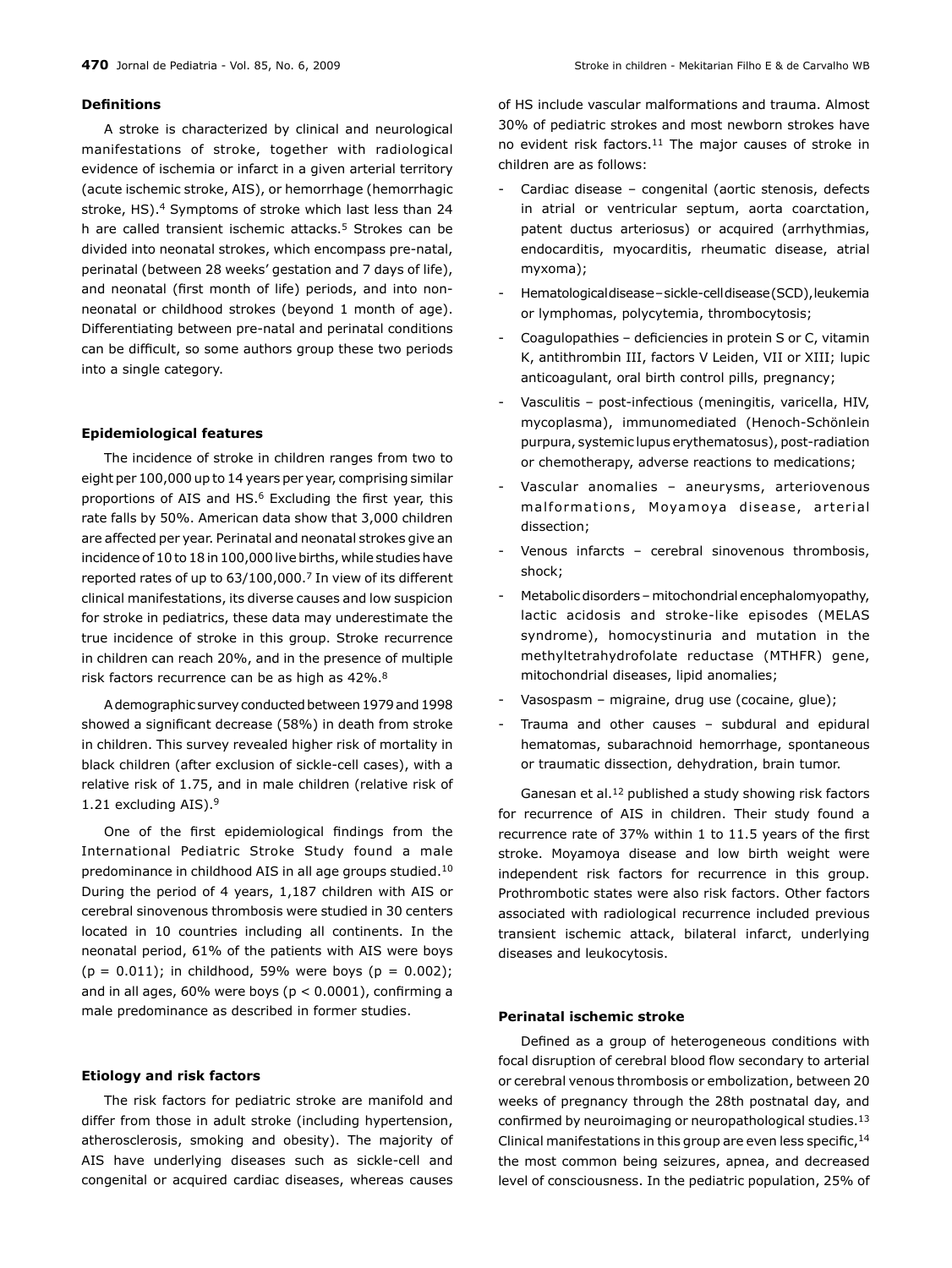### Definitions

A stroke is characterized by clinical and neurological manifestations of stroke, together with radiological evidence of ischemia or infarct in a given arterial territory (acute ischemic stroke, AIS), or hemorrhage (hemorrhagic stroke, HS).[4] Symptoms of stroke which last less than 24 h are called transient ischemic attacks.[5] Strokes can be divided into neonatal strokes, which encompass pre-natal, perinatal (between 28 weeks' gestation and 7 days of life), and neonatal (first month of life) periods, and into non-neonatal or childhood strokes (beyond 1 month of age). Differentiating between pre-natal and perinatal conditions can be difficult, so some authors group these two periods into a single category.

### Epidemiological features

The incidence of stroke in children ranges from two to eight per 100,000 up to 14 years per year, comprising similar proportions of AIS and HS.[6] Excluding the first year, this rate falls by 50%. American data show that 3,000 children are affected per year. Perinatal and neonatal strokes give an incidence of 10 to 18 in 100,000 live births, while studies have reported rates of up to 63/100,000.[7] In view of its different clinical manifestations, its diverse causes and low suspicion for stroke in pediatrics, these data may underestimate the true incidence of stroke in this group. Stroke recurrence in children can reach 20%, and in the presence of multiple risk factors recurrence can be as high as 42%.[8]

A demographic survey conducted between 1979 and 1998 showed a significant decrease (58%) in death from stroke in children. This survey revealed higher risk of mortality in black children (after exclusion of sickle-cell cases), with a relative risk of 1.75, and in male children (relative risk of 1.21 excluding AIS).[9]

One of the first epidemiological findings from the International Pediatric Stroke Study found a male predominance in childhood AIS in all age groups studied.[10] During the period of 4 years, 1,187 children with AIS or cerebral sinovenous thrombosis were studied in 30 centers located in 10 countries including all continents. In the neonatal period, 61% of the patients with AIS were boys ($p = 0.011$); in childhood, 59% were boys ($p = 0.002$); and in all ages, 60% were boys ($p < 0.0001$), confirming a male predominance as described in former studies.

### Etiology and risk factors

The risk factors for pediatric stroke are manifold and differ from those in adult stroke (including hypertension, atherosclerosis, smoking and obesity). The majority of AIS have underlying diseases such as sickle-cell and congenital or acquired cardiac diseases, whereas causes of HS include vascular malformations and trauma. Almost 30% of pediatric strokes and most newborn strokes have no evident risk factors.[11] The major causes of stroke in children are as follows:

- Cardiac disease – congenital (aortic stenosis, defects in atrial or ventricular septum, aorta coarctation, patent ductus arteriosus) or acquired (arrhythmias, endocarditis, myocarditis, rheumatic disease, atrial myxoma);
- Hematological disease – sickle-cell disease (SCD), leukemia or lymphomas, polycytemia, thrombocytosis;
- Coagulopathies – deficiencies in protein S or C, vitamin K, antithrombin III, factors V Leiden, VII or XIII; lupic anticoagulant, oral birth control pills, pregnancy;
- Vasculitis – post-infectious (meningitis, varicella, HIV, mycoplasma), immunomediated (Henoch-Schönlein purpura, systemic lupus erythematosus), post-radiation or chemotherapy, adverse reactions to medications;
- Vascular anomalies – aneurysms, arteriovenous malformations, Moyamoya disease, arterial dissection;
- Venous infarcts – cerebral sinovenous thrombosis, shock;
- Metabolic disorders – mitochondrial encephalomyopathy, lactic acidosis and stroke-like episodes (MELAS syndrome), homocystinuria and mutation in the methyltetrahydrofolate reductase (MTHFR) gene, mitochondrial diseases, lipid anomalies;
- Vasospasm – migraine, drug use (cocaine, glue);
- Trauma and other causes – subdural and epidural hematomas, subarachnoid hemorrhage, spontaneous or traumatic dissection, dehydration, brain tumor.

Ganesan et al.[12] published a study showing risk factors for recurrence of AIS in children. Their study found a recurrence rate of 37% within 1 to 11.5 years of the first stroke. Moyamoya disease and low birth weight were independent risk factors for recurrence in this group. Prothrombotic states were also risk factors. Other factors associated with radiological recurrence included previous transient ischemic attack, bilateral infarct, underlying diseases and leukocytosis.

### Perinatal ischemic stroke

Defined as a group of heterogeneous conditions with focal disruption of cerebral blood flow secondary to arterial or cerebral venous thrombosis or embolization, between 20 weeks of pregnancy through the 28th postnatal day, and confirmed by neuroimaging or neuropathological studies.[13] Clinical manifestations in this group are even less specific,[14] the most common being seizures, apnea, and decreased level of consciousness. In the pediatric population, 25% of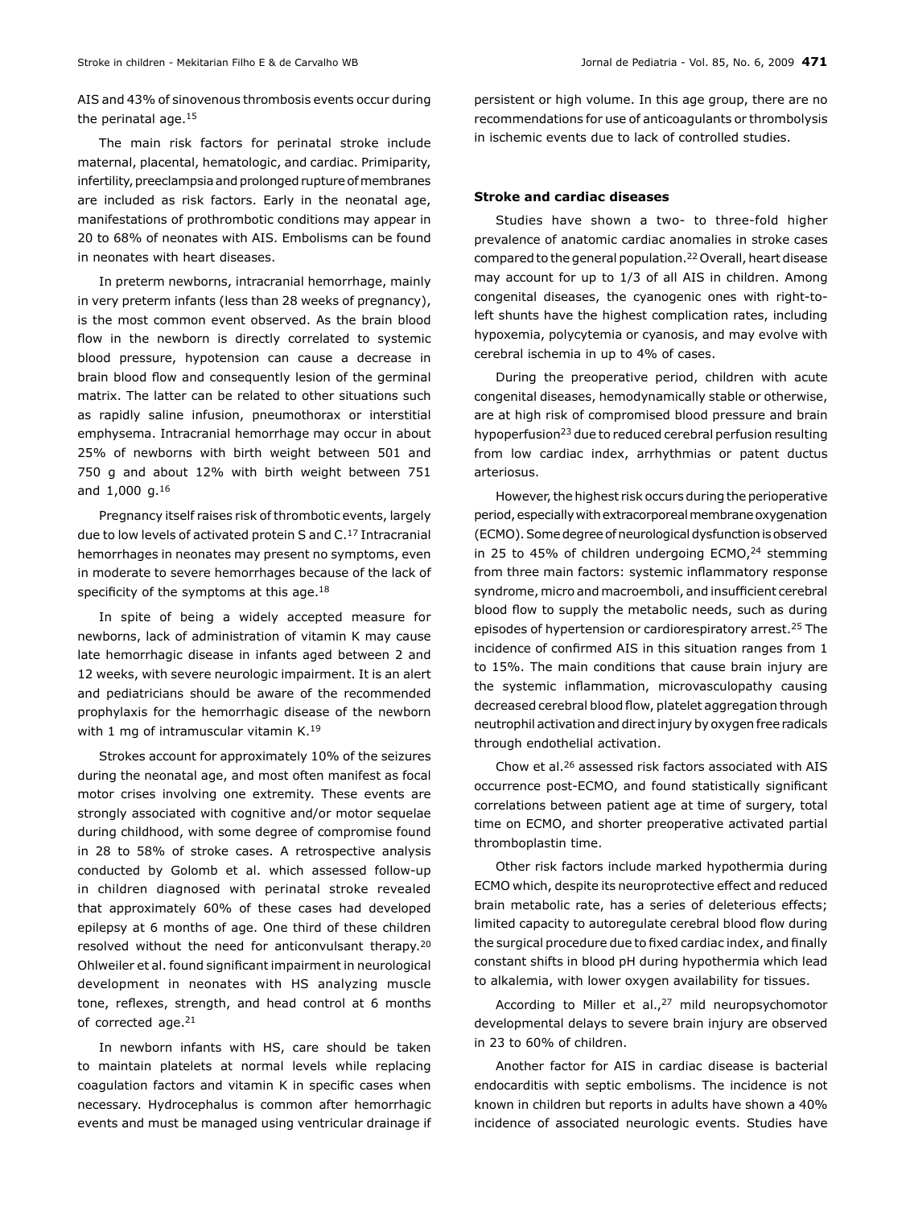AIS and 43% of sinovenous thrombosis events occur during the perinatal age.[15]

The main risk factors for perinatal stroke include maternal, placental, hematologic, and cardiac. Primiparity, infertility, preeclampsia and prolonged rupture of membranes are included as risk factors. Early in the neonatal age, manifestations of prothrombotic conditions may appear in 20 to 68% of neonates with AIS. Embolisms can be found in neonates with heart diseases.

In preterm newborns, intracranial hemorrhage, mainly in very preterm infants (less than 28 weeks of pregnancy), is the most common event observed. As the brain blood flow in the newborn is directly correlated to systemic blood pressure, hypotension can cause a decrease in brain blood flow and consequently lesion of the germinal matrix. The latter can be related to other situations such as rapidly saline infusion, pneumothorax or interstitial emphysema. Intracranial hemorrhage may occur in about 25% of newborns with birth weight between 501 and 750 g and about 12% with birth weight between 751 and 1,000 g.[16]

Pregnancy itself raises risk of thrombotic events, largely due to low levels of activated protein S and C.[17] Intracranial hemorrhages in neonates may present no symptoms, even in moderate to severe hemorrhages because of the lack of specificity of the symptoms at this age.[18]

In spite of being a widely accepted measure for newborns, lack of administration of vitamin K may cause late hemorrhagic disease in infants aged between 2 and 12 weeks, with severe neurologic impairment. It is an alert and pediatricians should be aware of the recommended prophylaxis for the hemorrhagic disease of the newborn with 1 mg of intramuscular vitamin K.[19]

Strokes account for approximately 10% of the seizures during the neonatal age, and most often manifest as focal motor crises involving one extremity. These events are strongly associated with cognitive and/or motor sequelae during childhood, with some degree of compromise found in 28 to 58% of stroke cases. A retrospective analysis conducted by Golomb et al. which assessed follow-up in children diagnosed with perinatal stroke revealed that approximately 60% of these cases had developed epilepsy at 6 months of age. One third of these children resolved without the need for anticonvulsant therapy.[20] Ohlweiler et al. found significant impairment in neurological development in neonates with HS analyzing muscle tone, reflexes, strength, and head control at 6 months of corrected age.[21]

In newborn infants with HS, care should be taken to maintain platelets at normal levels while replacing coagulation factors and vitamin K in specific cases when necessary. Hydrocephalus is common after hemorrhagic events and must be managed using ventricular drainage if persistent or high volume. In this age group, there are no recommendations for use of anticoagulants or thrombolysis in ischemic events due to lack of controlled studies.

### Stroke and cardiac diseases

Studies have shown a two- to three-fold higher prevalence of anatomic cardiac anomalies in stroke cases compared to the general population.[22] Overall, heart disease may account for up to 1/3 of all AIS in children. Among congenital diseases, the cyanogenic ones with right-to-left shunts have the highest complication rates, including hypoxemia, polycytemia or cyanosis, and may evolve with cerebral ischemia in up to 4% of cases.

During the preoperative period, children with acute congenital diseases, hemodynamically stable or otherwise, are at high risk of compromised blood pressure and brain hypoperfusion[23] due to reduced cerebral perfusion resulting from low cardiac index, arrhythmias or patent ductus arteriosus.

However, the highest risk occurs during the perioperative period, especially with extracorporeal membrane oxygenation (ECMO). Some degree of neurological dysfunction is observed in 25 to 45% of children undergoing ECMO,[24] stemming from three main factors: systemic inflammatory response syndrome, micro and macroemboli, and insufficient cerebral blood flow to supply the metabolic needs, such as during episodes of hypertension or cardiorespiratory arrest.[25] The incidence of confirmed AIS in this situation ranges from 1 to 15%. The main conditions that cause brain injury are the systemic inflammation, microvasculopathy causing decreased cerebral blood flow, platelet aggregation through neutrophil activation and direct injury by oxygen free radicals through endothelial activation.

Chow et al.[26] assessed risk factors associated with AIS occurrence post-ECMO, and found statistically significant correlations between patient age at time of surgery, total time on ECMO, and shorter preoperative activated partial thromboplastin time.

Other risk factors include marked hypothermia during ECMO which, despite its neuroprotective effect and reduced brain metabolic rate, has a series of deleterious effects; limited capacity to autoregulate cerebral blood flow during the surgical procedure due to fixed cardiac index, and finally constant shifts in blood pH during hypothermia which lead to alkalemia, with lower oxygen availability for tissues.

According to Miller et al.,[27] mild neuropsychomotor developmental delays to severe brain injury are observed in 23 to 60% of children.

Another factor for AIS in cardiac disease is bacterial endocarditis with septic embolisms. The incidence is not known in children but reports in adults have shown a 40% incidence of associated neurologic events. Studies have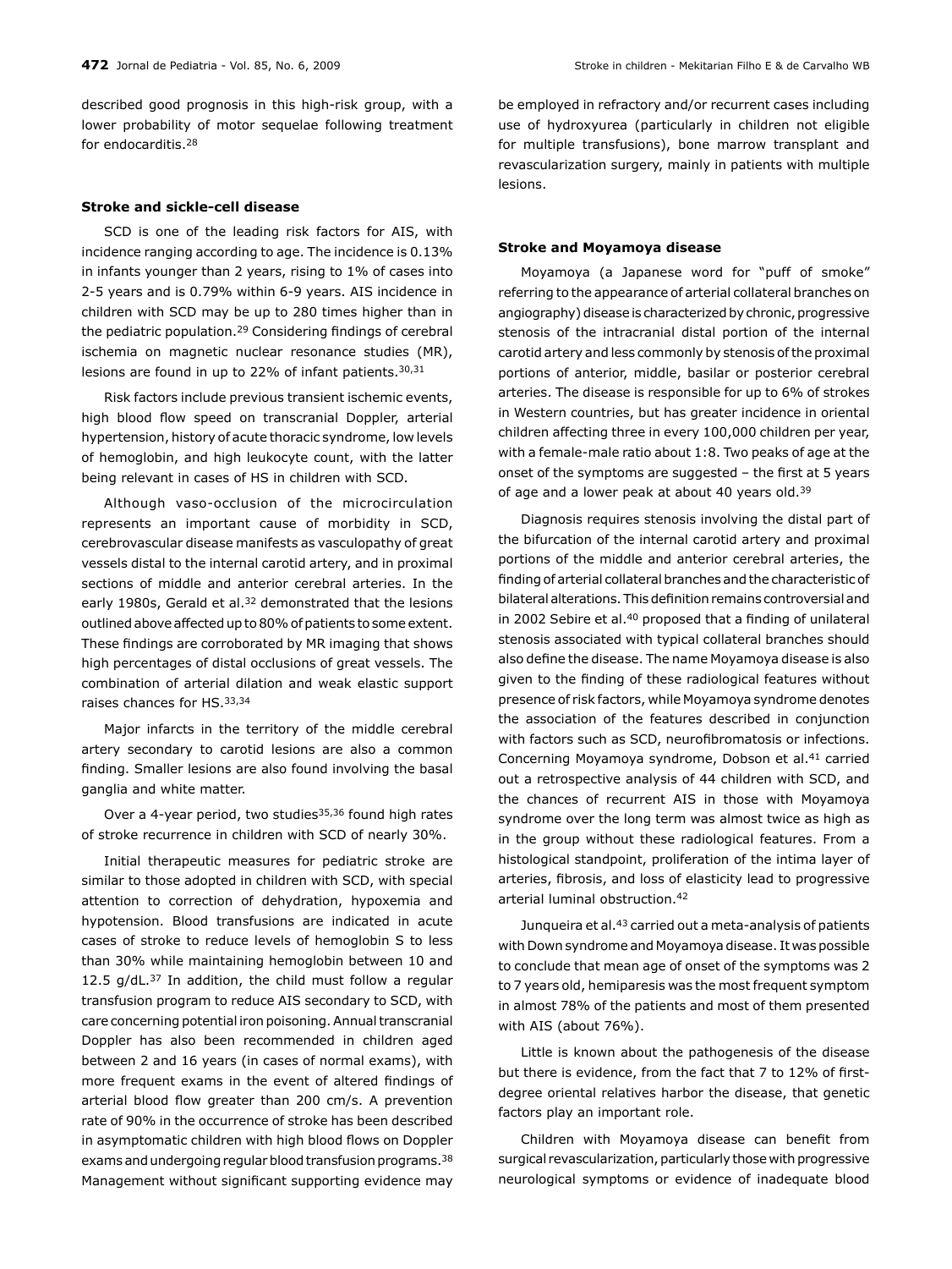described good prognosis in this high-risk group, with a lower probability of motor sequelae following treatment for endocarditis.[28]

### Stroke and sickle-cell disease

SCD is one of the leading risk factors for AIS, with incidence ranging according to age. The incidence is 0.13% in infants younger than 2 years, rising to 1% of cases into 2-5 years and is 0.79% within 6-9 years. AIS incidence in children with SCD may be up to 280 times higher than in the pediatric population.[29] Considering findings of cerebral ischemia on magnetic nuclear resonance studies (MR), lesions are found in up to 22% of infant patients.[30,31]

Risk factors include previous transient ischemic events, high blood flow speed on transcranial Doppler, arterial hypertension, history of acute thoracic syndrome, low levels of hemoglobin, and high leukocyte count, with the latter being relevant in cases of HS in children with SCD.

Although vaso-occlusion of the microcirculation represents an important cause of morbidity in SCD, cerebrovascular disease manifests as vasculopathy of great vessels distal to the internal carotid artery, and in proximal sections of middle and anterior cerebral arteries. In the early 1980s, Gerald et al.[32] demonstrated that the lesions outlined above affected up to 80% of patients to some extent. These findings are corroborated by MR imaging that shows high percentages of distal occlusions of great vessels. The combination of arterial dilation and weak elastic support raises chances for HS.[33,34]

Major infarcts in the territory of the middle cerebral artery secondary to carotid lesions are also a common finding. Smaller lesions are also found involving the basal ganglia and white matter.

Over a 4-year period, two studies[35,36] found high rates of stroke recurrence in children with SCD of nearly 30%.

Initial therapeutic measures for pediatric stroke are similar to those adopted in children with SCD, with special attention to correction of dehydration, hypoxemia and hypotension. Blood transfusions are indicated in acute cases of stroke to reduce levels of hemoglobin S to less than 30% while maintaining hemoglobin between 10 and 12.5 g/dL.[37] In addition, the child must follow a regular transfusion program to reduce AIS secondary to SCD, with care concerning potential iron poisoning. Annual transcranial Doppler has also been recommended in children aged between 2 and 16 years (in cases of normal exams), with more frequent exams in the event of altered findings of arterial blood flow greater than 200 cm/s. A prevention rate of 90% in the occurrence of stroke has been described in asymptomatic children with high blood flows on Doppler exams and undergoing regular blood transfusion programs.[38] Management without significant supporting evidence may be employed in refractory and/or recurrent cases including use of hydroxyurea (particularly in children not eligible for multiple transfusions), bone marrow transplant and revascularization surgery, mainly in patients with multiple lesions.

### Stroke and Moyamoya disease

Moyamoya (a Japanese word for "puff of smoke" referring to the appearance of arterial collateral branches on angiography) disease is characterized by chronic, progressive stenosis of the intracranial distal portion of the internal carotid artery and less commonly by stenosis of the proximal portions of anterior, middle, basilar or posterior cerebral arteries. The disease is responsible for up to 6% of strokes in Western countries, but has greater incidence in oriental children affecting three in every 100,000 children per year, with a female-male ratio about 1:8. Two peaks of age at the onset of the symptoms are suggested – the first at 5 years of age and a lower peak at about 40 years old.[39]

Diagnosis requires stenosis involving the distal part of the bifurcation of the internal carotid artery and proximal portions of the middle and anterior cerebral arteries, the finding of arterial collateral branches and the characteristic of bilateral alterations. This definition remains controversial and in 2002 Sebire et al.[40] proposed that a finding of unilateral stenosis associated with typical collateral branches should also define the disease. The name Moyamoya disease is also given to the finding of these radiological features without presence of risk factors, while Moyamoya syndrome denotes the association of the features described in conjunction with factors such as SCD, neurofibromatosis or infections. Concerning Moyamoya syndrome, Dobson et al.[41] carried out a retrospective analysis of 44 children with SCD, and the chances of recurrent AIS in those with Moyamoya syndrome over the long term was almost twice as high as in the group without these radiological features. From a histological standpoint, proliferation of the intima layer of arteries, fibrosis, and loss of elasticity lead to progressive arterial luminal obstruction.[42]

Junqueira et al.[43] carried out a meta-analysis of patients with Down syndrome and Moyamoya disease. It was possible to conclude that mean age of onset of the symptoms was 2 to 7 years old, hemiparesis was the most frequent symptom in almost 78% of the patients and most of them presented with AIS (about 76%).

Little is known about the pathogenesis of the disease but there is evidence, from the fact that 7 to 12% of first-degree oriental relatives harbor the disease, that genetic factors play an important role.

Children with Moyamoya disease can benefit from surgical revascularization, particularly those with progressive neurological symptoms or evidence of inadequate blood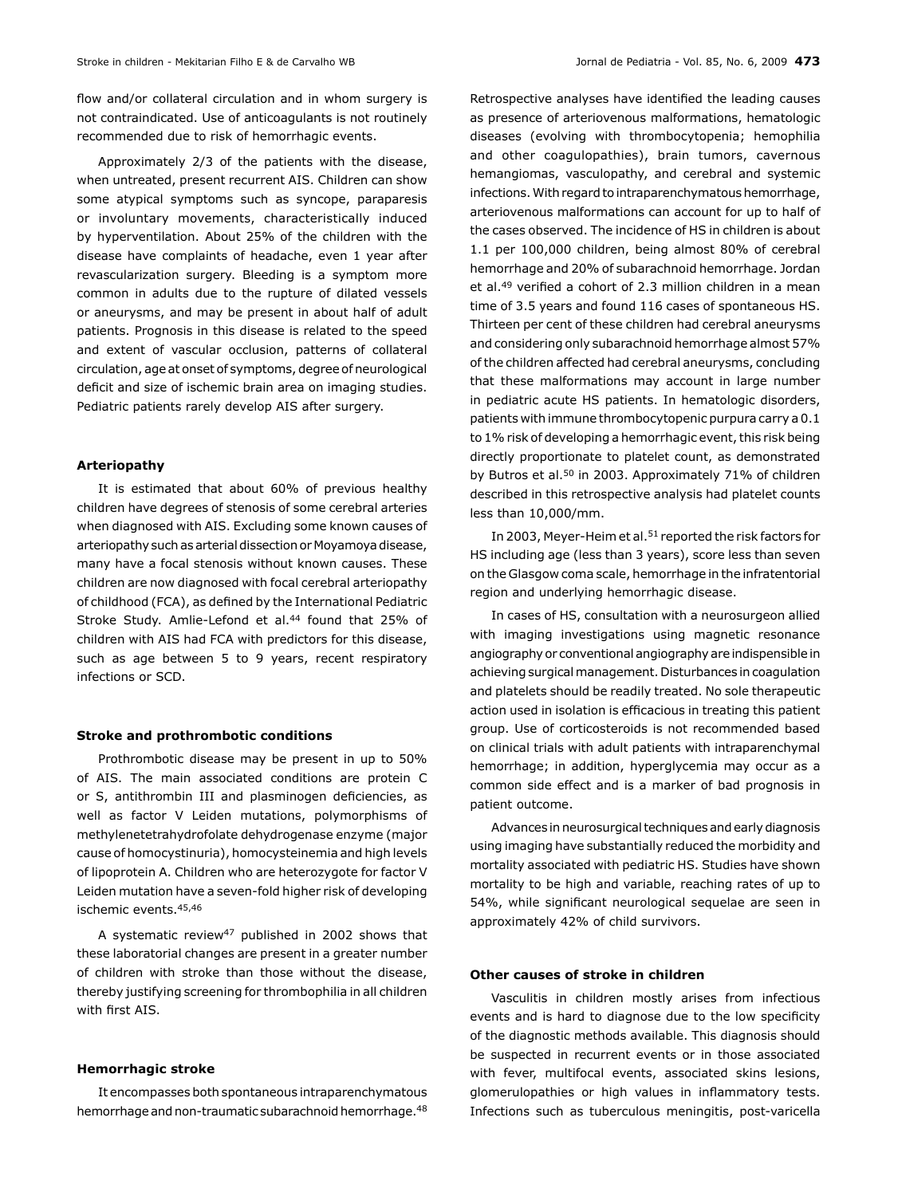flow and/or collateral circulation and in whom surgery is not contraindicated. Use of anticoagulants is not routinely recommended due to risk of hemorrhagic events.

Approximately 2/3 of the patients with the disease, when untreated, present recurrent AIS. Children can show some atypical symptoms such as syncope, paraparesis or involuntary movements, characteristically induced by hyperventilation. About 25% of the children with the disease have complaints of headache, even 1 year after revascularization surgery. Bleeding is a symptom more common in adults due to the rupture of dilated vessels or aneurysms, and may be present in about half of adult patients. Prognosis in this disease is related to the speed and extent of vascular occlusion, patterns of collateral circulation, age at onset of symptoms, degree of neurological deficit and size of ischemic brain area on imaging studies. Pediatric patients rarely develop AIS after surgery.

#### Arteriopathy

It is estimated that about 60% of previous healthy children have degrees of stenosis of some cerebral arteries when diagnosed with AIS. Excluding some known causes of arteriopathy such as arterial dissection or Moyamoya disease, many have a focal stenosis without known causes. These children are now diagnosed with focal cerebral arteriopathy of childhood (FCA), as defined by the International Pediatric Stroke Study. Amlie-Lefond et al.[44] found that 25% of children with AIS had FCA with predictors for this disease, such as age between 5 to 9 years, recent respiratory infections or SCD.

#### Stroke and prothrombotic conditions

Prothrombotic disease may be present in up to 50% of AIS. The main associated conditions are protein C or S, antithrombin III and plasminogen deficiencies, as well as factor V Leiden mutations, polymorphisms of methylenetetrahydrofolate dehydrogenase enzyme (major cause of homocystinuria), homocysteinemia and high levels of lipoprotein A. Children who are heterozygote for factor V Leiden mutation have a seven-fold higher risk of developing ischemic events.[45,46]

A systematic review[47] published in 2002 shows that these laboratorial changes are present in a greater number of children with stroke than those without the disease, thereby justifying screening for thrombophilia in all children with first AIS.

#### Hemorrhagic stroke

It encompasses both spontaneous intraparenchymatous hemorrhage and non-traumatic subarachnoid hemorrhage.[48] Retrospective analyses have identified the leading causes as presence of arteriovenous malformations, hematologic diseases (evolving with thrombocytopenia; hemophilia and other coagulopathies), brain tumors, cavernous hemangiomas, vasculopathy, and cerebral and systemic infections. With regard to intraparenchymatous hemorrhage, arteriovenous malformations can account for up to half of the cases observed. The incidence of HS in children is about 1.1 per 100,000 children, being almost 80% of cerebral hemorrhage and 20% of subarachnoid hemorrhage. Jordan et al.[49] verified a cohort of 2.3 million children in a mean time of 3.5 years and found 116 cases of spontaneous HS. Thirteen per cent of these children had cerebral aneurysms and considering only subarachnoid hemorrhage almost 57% of the children affected had cerebral aneurysms, concluding that these malformations may account in large number in pediatric acute HS patients. In hematologic disorders, patients with immune thrombocytopenic purpura carry a 0.1 to 1% risk of developing a hemorrhagic event, this risk being directly proportionate to platelet count, as demonstrated by Butros et al.[50] in 2003. Approximately 71% of children described in this retrospective analysis had platelet counts less than 10,000/mm.

In 2003, Meyer-Heim et al.[51] reported the risk factors for HS including age (less than 3 years), score less than seven on the Glasgow coma scale, hemorrhage in the infratentorial region and underlying hemorrhagic disease.

In cases of HS, consultation with a neurosurgeon allied with imaging investigations using magnetic resonance angiography or conventional angiography are indispensible in achieving surgical management. Disturbances in coagulation and platelets should be readily treated. No sole therapeutic action used in isolation is efficacious in treating this patient group. Use of corticosteroids is not recommended based on clinical trials with adult patients with intraparenchymal hemorrhage; in addition, hyperglycemia may occur as a common side effect and is a marker of bad prognosis in patient outcome.

Advances in neurosurgical techniques and early diagnosis using imaging have substantially reduced the morbidity and mortality associated with pediatric HS. Studies have shown mortality to be high and variable, reaching rates of up to 54%, while significant neurological sequelae are seen in approximately 42% of child survivors.

#### Other causes of stroke in children

Vasculitis in children mostly arises from infectious events and is hard to diagnose due to the low specificity of the diagnostic methods available. This diagnosis should be suspected in recurrent events or in those associated with fever, multifocal events, associated skins lesions, glomerulopathies or high values in inflammatory tests. Infections such as tuberculous meningitis, post-varicella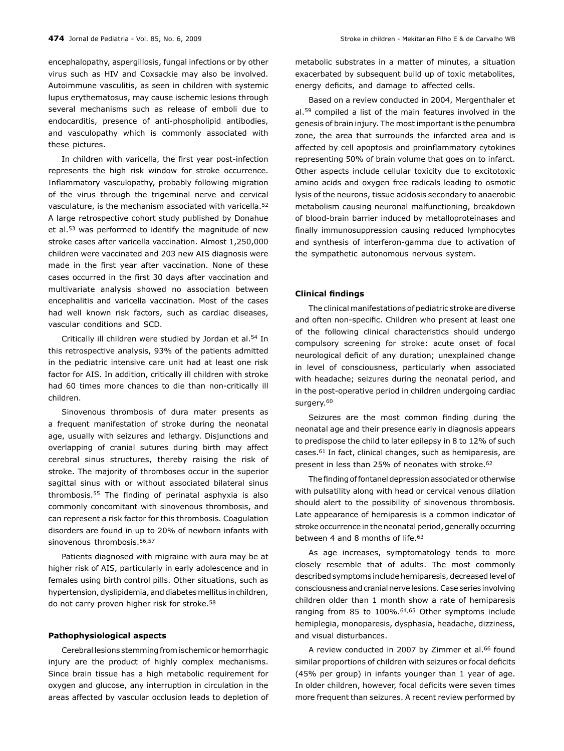encephalopathy, aspergillosis, fungal infections or by other virus such as HIV and Coxsackie may also be involved. Autoimmune vasculitis, as seen in children with systemic lupus erythematosus, may cause ischemic lesions through several mechanisms such as release of emboli due to endocarditis, presence of anti-phospholipid antibodies, and vasculopathy which is commonly associated with these pictures.

In children with varicella, the first year post-infection represents the high risk window for stroke occurrence. Inflammatory vasculopathy, probably following migration of the virus through the trigeminal nerve and cervical vasculature, is the mechanism associated with varicella.[52] A large retrospective cohort study published by Donahue et al.[53] was performed to identify the magnitude of new stroke cases after varicella vaccination. Almost 1,250,000 children were vaccinated and 203 new AIS diagnosis were made in the first year after vaccination. None of these cases occurred in the first 30 days after vaccination and multivariate analysis showed no association between encephalitis and varicella vaccination. Most of the cases had well known risk factors, such as cardiac diseases, vascular conditions and SCD.

Critically ill children were studied by Jordan et al.[54] In this retrospective analysis, 93% of the patients admitted in the pediatric intensive care unit had at least one risk factor for AIS. In addition, critically ill children with stroke had 60 times more chances to die than non-critically ill children.

Sinovenous thrombosis of dura mater presents as a frequent manifestation of stroke during the neonatal age, usually with seizures and lethargy. Disjunctions and overlapping of cranial sutures during birth may affect cerebral sinus structures, thereby raising the risk of stroke. The majority of thromboses occur in the superior sagittal sinus with or without associated bilateral sinus thrombosis.[55] The finding of perinatal asphyxia is also commonly concomitant with sinovenous thrombosis, and can represent a risk factor for this thrombosis. Coagulation disorders are found in up to 20% of newborn infants with sinovenous thrombosis.[56,57]

Patients diagnosed with migraine with aura may be at higher risk of AIS, particularly in early adolescence and in females using birth control pills. Other situations, such as hypertension, dyslipidemia, and diabetes mellitus in children, do not carry proven higher risk for stroke.[58]

### Pathophysiological aspects

Cerebral lesions stemming from ischemic or hemorrhagic injury are the product of highly complex mechanisms. Since brain tissue has a high metabolic requirement for oxygen and glucose, any interruption in circulation in the areas affected by vascular occlusion leads to depletion of metabolic substrates in a matter of minutes, a situation exacerbated by subsequent build up of toxic metabolites, energy deficits, and damage to affected cells.

Based on a review conducted in 2004, Mergenthaler et al.[59] compiled a list of the main features involved in the genesis of brain injury. The most important is the penumbra zone, the area that surrounds the infarcted area and is affected by cell apoptosis and proinflammatory cytokines representing 50% of brain volume that goes on to infarct. Other aspects include cellular toxicity due to excitotoxic amino acids and oxygen free radicals leading to osmotic lysis of the neurons, tissue acidosis secondary to anaerobic metabolism causing neuronal malfunctioning, breakdown of blood-brain barrier induced by metalloproteinases and finally immunosuppression causing reduced lymphocytes and synthesis of interferon-gamma due to activation of the sympathetic autonomous nervous system.

### Clinical findings

The clinical manifestations of pediatric stroke are diverse and often non-specific. Children who present at least one of the following clinical characteristics should undergo compulsory screening for stroke: acute onset of focal neurological deficit of any duration; unexplained change in level of consciousness, particularly when associated with headache; seizures during the neonatal period, and in the post-operative period in children undergoing cardiac surgery.[60]

Seizures are the most common finding during the neonatal age and their presence early in diagnosis appears to predispose the child to later epilepsy in 8 to 12% of such cases.[61] In fact, clinical changes, such as hemiparesis, are present in less than 25% of neonates with stroke.[62]

The finding of fontanel depression associated or otherwise with pulsatility along with head or cervical venous dilation should alert to the possibility of sinovenous thrombosis. Late appearance of hemiparesis is a common indicator of stroke occurrence in the neonatal period, generally occurring between 4 and 8 months of life.[63]

As age increases, symptomatology tends to more closely resemble that of adults. The most commonly described symptoms include hemiparesis, decreased level of consciousness and cranial nerve lesions. Case series involving children older than 1 month show a rate of hemiparesis ranging from 85 to 100%.[64,65] Other symptoms include hemiplegia, monoparesis, dysphasia, headache, dizziness, and visual disturbances.

A review conducted in 2007 by Zimmer et al.[66] found similar proportions of children with seizures or focal deficits (45% per group) in infants younger than 1 year of age. In older children, however, focal deficits were seven times more frequent than seizures. A recent review performed by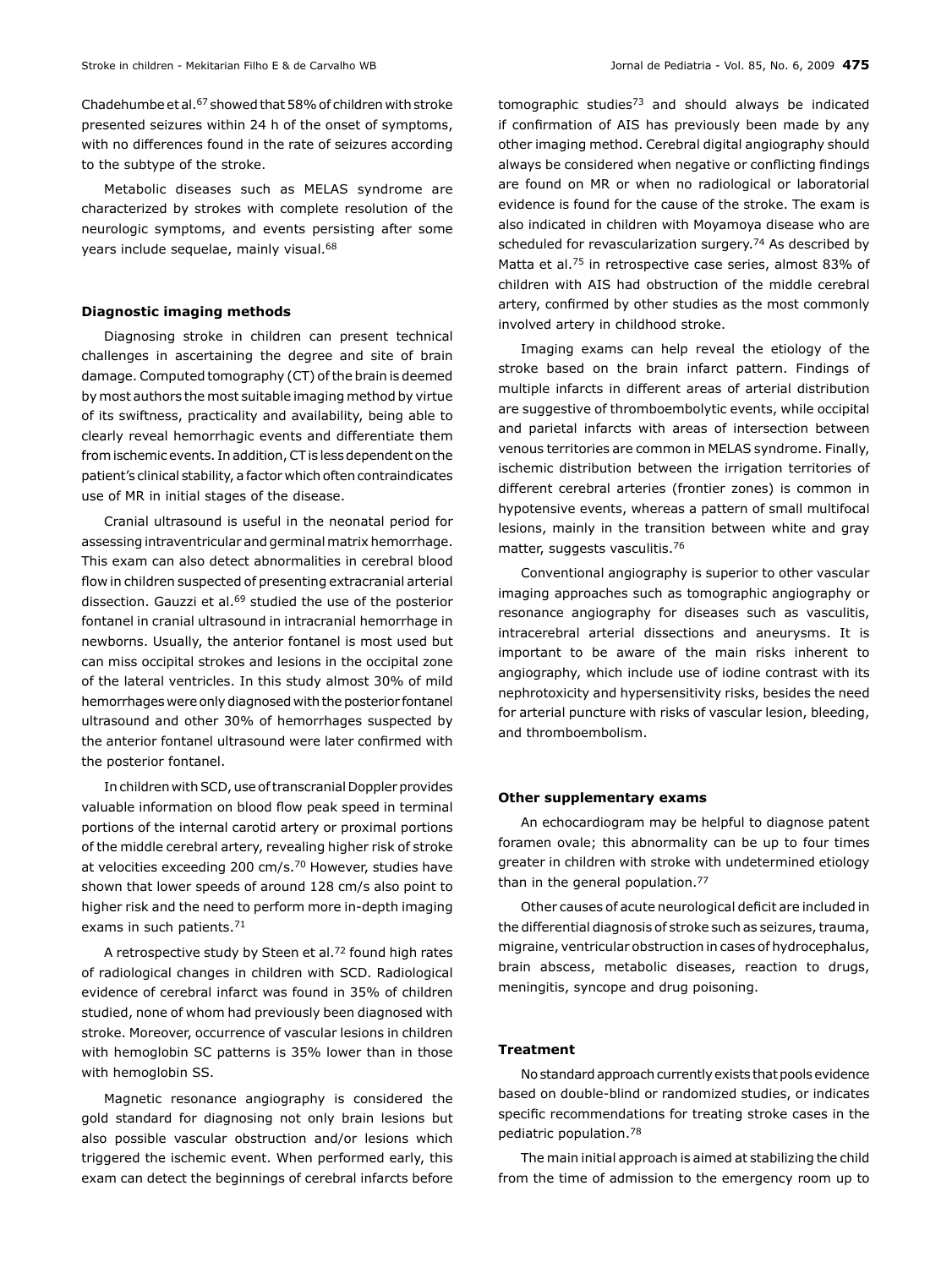Chadehumbe et al.[67] showed that 58% of children with stroke presented seizures within 24 h of the onset of symptoms, with no differences found in the rate of seizures according to the subtype of the stroke.

Metabolic diseases such as MELAS syndrome are characterized by strokes with complete resolution of the neurologic symptoms, and events persisting after some years include sequelae, mainly visual.[68]

### Diagnostic imaging methods

Diagnosing stroke in children can present technical challenges in ascertaining the degree and site of brain damage. Computed tomography (CT) of the brain is deemed by most authors the most suitable imaging method by virtue of its swiftness, practicality and availability, being able to clearly reveal hemorrhagic events and differentiate them from ischemic events. In addition, CT is less dependent on the patient's clinical stability, a factor which often contraindicates use of MR in initial stages of the disease.

Cranial ultrasound is useful in the neonatal period for assessing intraventricular and germinal matrix hemorrhage. This exam can also detect abnormalities in cerebral blood flow in children suspected of presenting extracranial arterial dissection. Gauzzi et al.[69] studied the use of the posterior fontanel in cranial ultrasound in intracranial hemorrhage in newborns. Usually, the anterior fontanel is most used but can miss occipital strokes and lesions in the occipital zone of the lateral ventricles. In this study almost 30% of mild hemorrhages were only diagnosed with the posterior fontanel ultrasound and other 30% of hemorrhages suspected by the anterior fontanel ultrasound were later confirmed with the posterior fontanel.

In children with SCD, use of transcranial Doppler provides valuable information on blood flow peak speed in terminal portions of the internal carotid artery or proximal portions of the middle cerebral artery, revealing higher risk of stroke at velocities exceeding 200 cm/s.[70] However, studies have shown that lower speeds of around 128 cm/s also point to higher risk and the need to perform more in-depth imaging exams in such patients.[71]

A retrospective study by Steen et al.[72] found high rates of radiological changes in children with SCD. Radiological evidence of cerebral infarct was found in 35% of children studied, none of whom had previously been diagnosed with stroke. Moreover, occurrence of vascular lesions in children with hemoglobin SC patterns is 35% lower than in those with hemoglobin SS.

Magnetic resonance angiography is considered the gold standard for diagnosing not only brain lesions but also possible vascular obstruction and/or lesions which triggered the ischemic event. When performed early, this exam can detect the beginnings of cerebral infarcts before tomographic studies[73] and should always be indicated if confirmation of AIS has previously been made by any other imaging method. Cerebral digital angiography should always be considered when negative or conflicting findings are found on MR or when no radiological or laboratorial evidence is found for the cause of the stroke. The exam is also indicated in children with Moyamoya disease who are scheduled for revascularization surgery.[74] As described by Matta et al.[75] in retrospective case series, almost 83% of children with AIS had obstruction of the middle cerebral artery, confirmed by other studies as the most commonly involved artery in childhood stroke.

Imaging exams can help reveal the etiology of the stroke based on the brain infarct pattern. Findings of multiple infarcts in different areas of arterial distribution are suggestive of thromboembolytic events, while occipital and parietal infarcts with areas of intersection between venous territories are common in MELAS syndrome. Finally, ischemic distribution between the irrigation territories of different cerebral arteries (frontier zones) is common in hypotensive events, whereas a pattern of small multifocal lesions, mainly in the transition between white and gray matter, suggests vasculitis.[76]

Conventional angiography is superior to other vascular imaging approaches such as tomographic angiography or resonance angiography for diseases such as vasculitis, intracerebral arterial dissections and aneurysms. It is important to be aware of the main risks inherent to angiography, which include use of iodine contrast with its nephrotoxicity and hypersensitivity risks, besides the need for arterial puncture with risks of vascular lesion, bleeding, and thromboembolism.

### Other supplementary exams

An echocardiogram may be helpful to diagnose patent foramen ovale; this abnormality can be up to four times greater in children with stroke with undetermined etiology than in the general population.[77]

Other causes of acute neurological deficit are included in the differential diagnosis of stroke such as seizures, trauma, migraine, ventricular obstruction in cases of hydrocephalus, brain abscess, metabolic diseases, reaction to drugs, meningitis, syncope and drug poisoning.

### Treatment

No standard approach currently exists that pools evidence based on double-blind or randomized studies, or indicates specific recommendations for treating stroke cases in the pediatric population.[78]

The main initial approach is aimed at stabilizing the child from the time of admission to the emergency room up to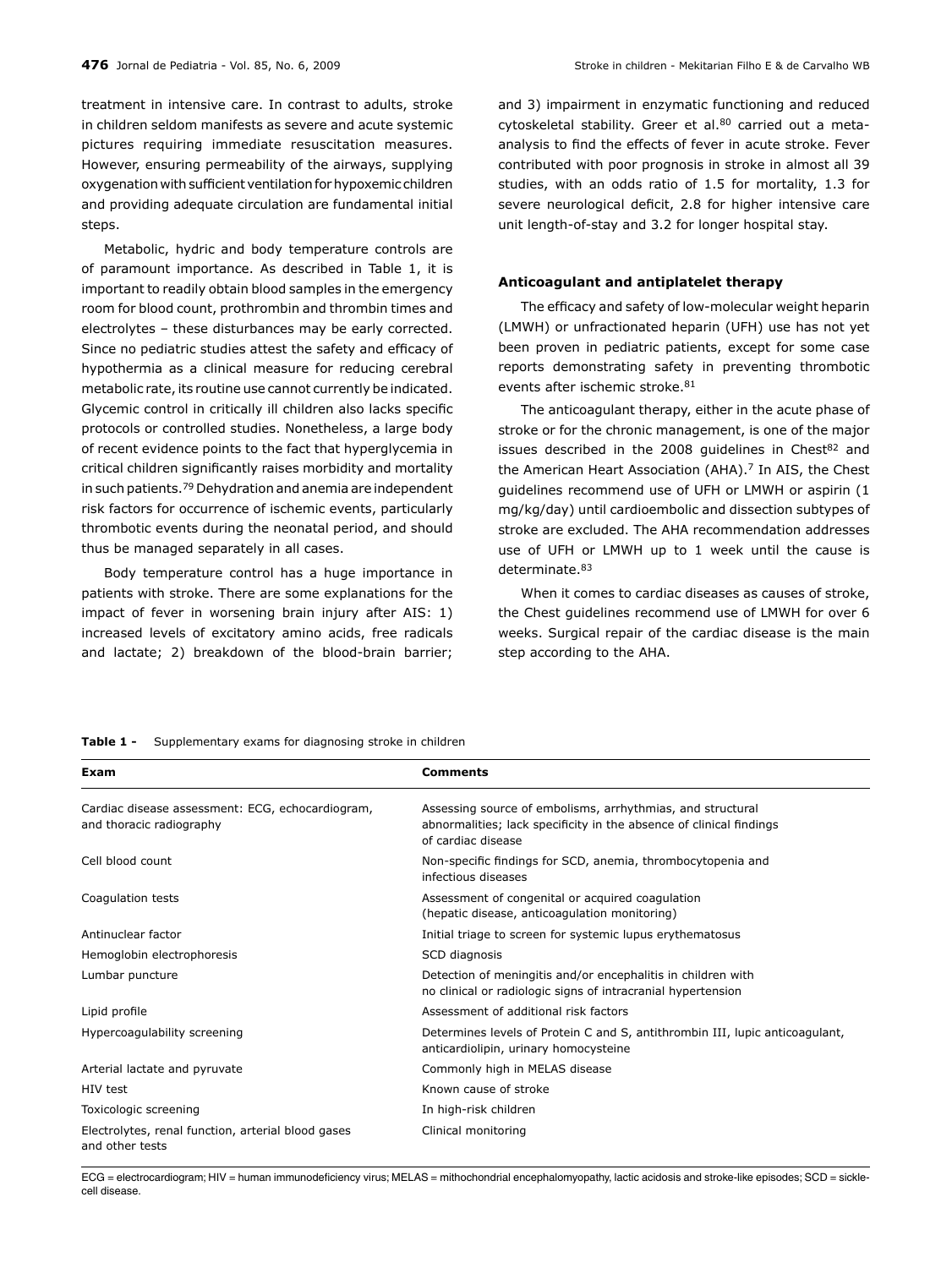treatment in intensive care. In contrast to adults, stroke in children seldom manifests as severe and acute systemic pictures requiring immediate resuscitation measures. However, ensuring permeability of the airways, supplying oxygenation with sufficient ventilation for hypoxemic children and providing adequate circulation are fundamental initial steps.

Metabolic, hydric and body temperature controls are of paramount importance. As described in Table 1, it is important to readily obtain blood samples in the emergency room for blood count, prothrombin and thrombin times and electrolytes – these disturbances may be early corrected. Since no pediatric studies attest the safety and efficacy of hypothermia as a clinical measure for reducing cerebral metabolic rate, its routine use cannot currently be indicated. Glycemic control in critically ill children also lacks specific protocols or controlled studies. Nonetheless, a large body of recent evidence points to the fact that hyperglycemia in critical children significantly raises morbidity and mortality in such patients.[79] Dehydration and anemia are independent risk factors for occurrence of ischemic events, particularly thrombotic events during the neonatal period, and should thus be managed separately in all cases.

Body temperature control has a huge importance in patients with stroke. There are some explanations for the impact of fever in worsening brain injury after AIS: 1) increased levels of excitatory amino acids, free radicals and lactate; 2) breakdown of the blood-brain barrier; and 3) impairment in enzymatic functioning and reduced cytoskeletal stability. Greer et al.[80] carried out a meta-analysis to find the effects of fever in acute stroke. Fever contributed with poor prognosis in stroke in almost all 39 studies, with an odds ratio of 1.5 for mortality, 1.3 for severe neurological deficit, 2.8 for higher intensive care unit length-of-stay and 3.2 for longer hospital stay.

### Anticoagulant and antiplatelet therapy

The efficacy and safety of low-molecular weight heparin (LMWH) or unfractionated heparin (UFH) use has not yet been proven in pediatric patients, except for some case reports demonstrating safety in preventing thrombotic events after ischemic stroke.[81]

The anticoagulant therapy, either in the acute phase of stroke or for the chronic management, is one of the major issues described in the 2008 guidelines in Chest[82] and the American Heart Association (AHA).[7] In AIS, the Chest guidelines recommend use of UFH or LMWH or aspirin (1 mg/kg/day) until cardioembolic and dissection subtypes of stroke are excluded. The AHA recommendation addresses use of UFH or LMWH up to 1 week until the cause is determinate.[83]

When it comes to cardiac diseases as causes of stroke, the Chest guidelines recommend use of LMWH for over 6 weeks. Surgical repair of the cardiac disease is the main step according to the AHA.

**Table 1 -** Supplementary exams for diagnosing stroke in children

| Exam | Comments |
|---|---|
| Cardiac disease assessment: ECG, echocardiogram, and thoracic radiography | Assessing source of embolisms, arrhythmias, and structural abnormalities; lack specificity in the absence of clinical findings of cardiac disease |
| Cell blood count | Non-specific findings for SCD, anemia, thrombocytopenia and infectious diseases |
| Coagulation tests | Assessment of congenital or acquired coagulation (hepatic disease, anticoagulation monitoring) |
| Antinuclear factor | Initial triage to screen for systemic lupus erythematosus |
| Hemoglobin electrophoresis | SCD diagnosis |
| Lumbar puncture | Detection of meningitis and/or encephalitis in children with no clinical or radiologic signs of intracranial hypertension |
| Lipid profile | Assessment of additional risk factors |
| Hypercoagulability screening | Determines levels of Protein C and S, antithrombin III, lupic anticoagulant, anticardiolipin, urinary homocysteine |
| Arterial lactate and pyruvate | Commonly high in MELAS disease |
| HIV test | Known cause of stroke |
| Toxicologic screening | In high-risk children |
| Electrolytes, renal function, arterial blood gases and other tests | Clinical monitoring |

ECG = electrocardiogram; HIV = human immunodeficiency virus; MELAS = mithochondrial encephalomyopathy, lactic acidosis and stroke-like episodes; SCD = sickle-cell disease.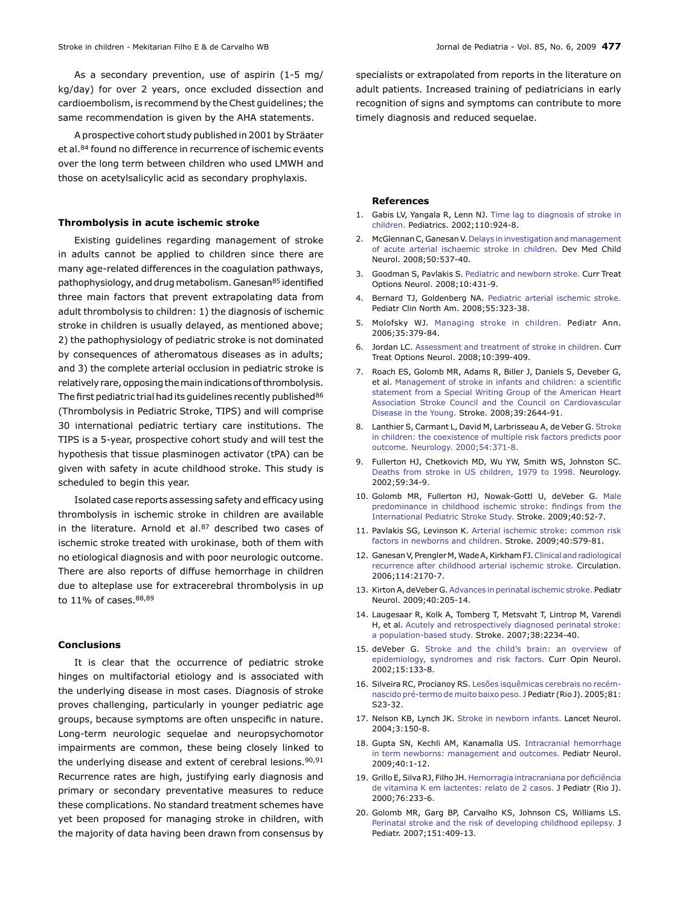As a secondary prevention, use of aspirin (1-5 mg/kg/day) for over 2 years, once excluded dissection and cardioembolism, is recommend by the Chest guidelines; the same recommendation is given by the AHA statements.

A prospective cohort study published in 2001 by Sträater et al.[84] found no difference in recurrence of ischemic events over the long term between children who used LMWH and those on acetylsalicylic acid as secondary prophylaxis.

### Thrombolysis in acute ischemic stroke

Existing guidelines regarding management of stroke in adults cannot be applied to children since there are many age-related differences in the coagulation pathways, pathophysiology, and drug metabolism. Ganesan[85] identified three main factors that prevent extrapolating data from adult thrombolysis to children: 1) the diagnosis of ischemic stroke in children is usually delayed, as mentioned above; 2) the pathophysiology of pediatric stroke is not dominated by consequences of atheromatous diseases as in adults; and 3) the complete arterial occlusion in pediatric stroke is relatively rare, opposing the main indications of thrombolysis. The first pediatric trial had its guidelines recently published[86] (Thrombolysis in Pediatric Stroke, TIPS) and will comprise 30 international pediatric tertiary care institutions. The TIPS is a 5-year, prospective cohort study and will test the hypothesis that tissue plasminogen activator (tPA) can be given with safety in acute childhood stroke. This study is scheduled to begin this year.

Isolated case reports assessing safety and efficacy using thrombolysis in ischemic stroke in children are available in the literature. Arnold et al.[87] described two cases of ischemic stroke treated with urokinase, both of them with no etiological diagnosis and with poor neurologic outcome. There are also reports of diffuse hemorrhage in children due to alteplase use for extracerebral thrombolysis in up to 11% of cases.[88,89]

### Conclusions

It is clear that the occurrence of pediatric stroke hinges on multifactorial etiology and is associated with the underlying disease in most cases. Diagnosis of stroke proves challenging, particularly in younger pediatric age groups, because symptoms are often unspecific in nature. Long-term neurologic sequelae and neuropsychomotor impairments are common, these being closely linked to the underlying disease and extent of cerebral lesions.[90,91] Recurrence rates are high, justifying early diagnosis and primary or secondary preventative measures to reduce these complications. No standard treatment schemes have yet been proposed for managing stroke in children, with the majority of data having been drawn from consensus by specialists or extrapolated from reports in the literature on adult patients. Increased training of pediatricians in early recognition of signs and symptoms can contribute to more timely diagnosis and reduced sequelae.

### References

1. Gabis LV, Yangala R, Lenn NJ. Time lag to diagnosis of stroke in children. Pediatrics. 2002;110:924-8.
2. McGlennan C, Ganesan V. Delays in investigation and management of acute arterial ischaemic stroke in children. Dev Med Child Neurol. 2008;50:537-40.
3. Goodman S, Pavlakis S. Pediatric and newborn stroke. Curr Treat Options Neurol. 2008;10:431-9.
4. Bernard TJ, Goldenberg NA. Pediatric arterial ischemic stroke. Pediatr Clin North Am. 2008;55:323-38.
5. Molofsky WJ. Managing stroke in children. Pediatr Ann. 2006;35:379-84.
6. Jordan LC. Assessment and treatment of stroke in children. Curr Treat Options Neurol. 2008;10:399-409.
7. Roach ES, Golomb MR, Adams R, Biller J, Daniels S, Deveber G, et al. Management of stroke in infants and children: a scientific statement from a Special Writing Group of the American Heart Association Stroke Council and the Council on Cardiovascular Disease in the Young. Stroke. 2008;39:2644-91.
8. Lanthier S, Carmant L, David M, Larbrisseau A, de Veber G. Stroke in children: the coexistence of multiple risk factors predicts poor outcome. Neurology. 2000;54:371-8.
9. Fullerton HJ, Chetkovich MD, Wu YW, Smith WS, Johnston SC. Deaths from stroke in US children, 1979 to 1998. Neurology. 2002;59:34-9.
10. Golomb MR, Fullerton HJ, Nowak-Gottl U, deVeber G. Male predominance in childhood ischemic stroke: findings from the International Pediatric Stroke Study. Stroke. 2009;40:52-7.
11. Pavlakis SG, Levinson K. Arterial ischemic stroke: common risk factors in newborns and children. Stroke. 2009;40:S79-81.
12. Ganesan V, Prengler M, Wade A, Kirkham FJ. Clinical and radiological recurrence after childhood arterial ischemic stroke. Circulation. 2006;114:2170-7.
13. Kirton A, deVeber G. Advances in perinatal ischemic stroke. Pediatr Neurol. 2009;40:205-14.
14. Laugesaar R, Kolk A, Tomberg T, Metsvaht T, Lintrop M, Varendi H, et al. Acutely and retrospectively diagnosed perinatal stroke: a population-based study. Stroke. 2007;38:2234-40.
15. deVeber G. Stroke and the child's brain: an overview of epidemiology, syndromes and risk factors. Curr Opin Neurol. 2002;15:133-8.
16. Silveira RC, Procianoy RS. Lesões isquêmicas cerebrais no recém-nascido pré-termo de muito baixo peso. J Pediatr (Rio J). 2005;81:S23-32.
17. Nelson KB, Lynch JK. Stroke in newborn infants. Lancet Neurol. 2004;3:150-8.
18. Gupta SN, Kechli AM, Kanamalla US. Intracranial hemorrhage in term newborns: management and outcomes. Pediatr Neurol. 2009;40:1-12.
19. Grillo E, Silva RJ, Filho JH. Hemorragia intracraniana por deficiência de vitamina K em lactentes: relato de 2 casos. J Pediatr (Rio J). 2000;76:233-6.
20. Golomb MR, Garg BP, Carvalho KS, Johnson CS, Williams LS. Perinatal stroke and the risk of developing childhood epilepsy. J Pediatr. 2007;151:409-13.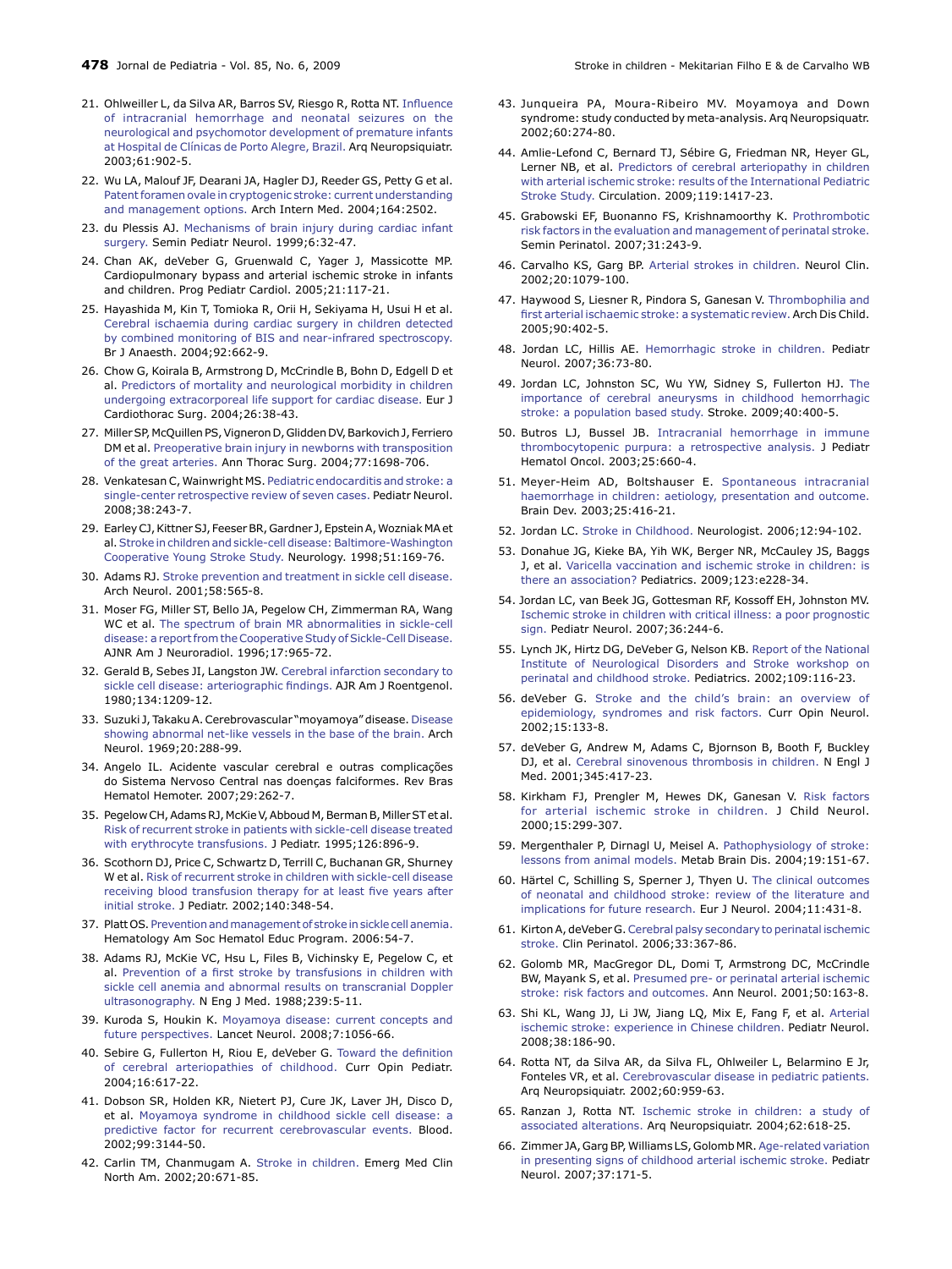21. Ohlweiller L, da Silva AR, Barros SV, Riesgo R, Rotta NT. Influence of intracranial hemorrhage and neonatal seizures on the neurological and psychomotor development of premature infants at Hospital de Clínicas de Porto Alegre, Brazil. Arq Neuropsiquiatr. 2003;61:902-5.
22. Wu LA, Malouf JF, Dearani JA, Hagler DJ, Reeder GS, Petty G et al. Patent foramen ovale in cryptogenic stroke: current understanding and management options. Arch Intern Med. 2004;164:2502.
23. du Plessis AJ. Mechanisms of brain injury during cardiac infant surgery. Semin Pediatr Neurol. 1999;6:32-47.
24. Chan AK, deVeber G, Gruenwald C, Yager J, Massicotte MP. Cardiopulmonary bypass and arterial ischemic stroke in infants and children. Prog Pediatr Cardiol. 2005;21:117-21.
25. Hayashida M, Kin T, Tomioka R, Orii H, Sekiyama H, Usui H et al. Cerebral ischaemia during cardiac surgery in children detected by combined monitoring of BIS and near-infrared spectroscopy. Br J Anaesth. 2004;92:662-9.
26. Chow G, Koirala B, Armstrong D, McCrindle B, Bohn D, Edgell D et al. Predictors of mortality and neurological morbidity in children undergoing extracorporeal life support for cardiac disease. Eur J Cardiothorac Surg. 2004;26:38-43.
27. Miller SP, McQuillen PS, Vigneron D, Glidden DV, Barkovich J, Ferriero DM et al. Preoperative brain injury in newborns with transposition of the great arteries. Ann Thorac Surg. 2004;77:1698-706.
28. Venkatesan C, Wainwright MS. Pediatric endocarditis and stroke: a single-center retrospective review of seven cases. Pediatr Neurol. 2008;38:243-7.
29. Earley CJ, Kittner SJ, Feeser BR, Gardner J, Epstein A, Wozniak MA et al. Stroke in children and sickle-cell disease: Baltimore-Washington Cooperative Young Stroke Study. Neurology. 1998;51:169-76.
30. Adams RJ. Stroke prevention and treatment in sickle cell disease. Arch Neurol. 2001;58:565-8.
31. Moser FG, Miller ST, Bello JA, Pegelow CH, Zimmerman RA, Wang WC et al. The spectrum of brain MR abnormalities in sickle-cell disease: a report from the Cooperative Study of Sickle-Cell Disease. AJNR Am J Neuroradiol. 1996;17:965-72.
32. Gerald B, Sebes JI, Langston JW. Cerebral infarction secondary to sickle cell disease: arteriographic findings. AJR Am J Roentgenol. 1980;134:1209-12.
33. Suzuki J, Takaku A. Cerebrovascular "moyamoya" disease. Disease showing abnormal net-like vessels in the base of the brain. Arch Neurol. 1969;20:288-99.
34. Angelo IL. Acidente vascular cerebral e outras complicações do Sistema Nervoso Central nas doenças falciformes. Rev Bras Hematol Hemoter. 2007;29:262-7.
35. Pegelow CH, Adams RJ, McKie V, Abboud M, Berman B, Miller ST et al. Risk of recurrent stroke in patients with sickle-cell disease treated with erythrocyte transfusions. J Pediatr. 1995;126:896-9.
36. Scothorn DJ, Price C, Schwartz D, Terrill C, Buchanan GR, Shurney W et al. Risk of recurrent stroke in children with sickle-cell disease receiving blood transfusion therapy for at least five years after initial stroke. J Pediatr. 2002;140:348-54.
37. Platt OS. Prevention and management of stroke in sickle cell anemia. Hematology Am Soc Hematol Educ Program. 2006:54-7.
38. Adams RJ, McKie VC, Hsu L, Files B, Vichinsky E, Pegelow C, et al. Prevention of a first stroke by transfusions in children with sickle cell anemia and abnormal results on transcranial Doppler ultrasonography. N Eng J Med. 1988;239:5-11.
39. Kuroda S, Houkin K. Moyamoya disease: current concepts and future perspectives. Lancet Neurol. 2008;7:1056-66.
40. Sebire G, Fullerton H, Riou E, deVeber G. Toward the definition of cerebral arteriopathies of childhood. Curr Opin Pediatr. 2004;16:617-22.
41. Dobson SR, Holden KR, Nietert PJ, Cure JK, Laver JH, Disco D, et al. Moyamoya syndrome in childhood sickle cell disease: a predictive factor for recurrent cerebrovascular events. Blood. 2002;99:3144-50.
42. Carlin TM, Chanmugam A. Stroke in children. Emerg Med Clin North Am. 2002;20:671-85.
43. Junqueira PA, Moura-Ribeiro MV. Moyamoya and Down syndrome: study conducted by meta-analysis. Arq Neuropsiquiatr. 2002;60:274-80.
44. Amlie-Lefond C, Bernard TJ, Sébire G, Friedman NR, Heyer GL, Lerner NB, et al. Predictors of cerebral arteriopathy in children with arterial ischemic stroke: results of the International Pediatric Stroke Study. Circulation. 2009;119:1417-23.
45. Grabowski EF, Buonanno FS, Krishnamoorthy K. Prothrombotic risk factors in the evaluation and management of perinatal stroke. Semin Perinatol. 2007;31:243-9.
46. Carvalho KS, Garg BP. Arterial strokes in children. Neurol Clin. 2002;20:1079-100.
47. Haywood S, Liesner R, Pindora S, Ganesan V. Thrombophilia and first arterial ischaemic stroke: a systematic review. Arch Dis Child. 2005;90:402-5.
48. Jordan LC, Hillis AE. Hemorrhagic stroke in children. Pediatr Neurol. 2007;36:73-80.
49. Jordan LC, Johnston SC, Wu YW, Sidney S, Fullerton HJ. The importance of cerebral aneurysms in childhood hemorrhagic stroke: a population based study. Stroke. 2009;40:400-5.
50. Butros LJ, Bussel JB. Intracranial hemorrhage in immune thrombocytopenic purpura: a retrospective analysis. J Pediatr Hematol Oncol. 2003;25:660-4.
51. Meyer-Heim AD, Boltshauser E. Spontaneous intracranial haemorrhage in children: aetiology, presentation and outcome. Brain Dev. 2003;25:416-21.
52. Jordan LC. Stroke in Childhood. Neurologist. 2006;12:94-102.
53. Donahue JG, Kieke BA, Yih WK, Berger NR, McCauley JS, Baggs J, et al. Varicella vaccination and ischemic stroke in children: is there an association? Pediatrics. 2009;123:e228-34.
54. Jordan LC, van Beek JG, Gottesman RF, Kossoff EH, Johnston MV. Ischemic stroke in children with critical illness: a poor prognostic sign. Pediatr Neurol. 2007;36:244-6.
55. Lynch JK, Hirtz DG, DeVeber G, Nelson KB. Report of the National Institute of Neurological Disorders and Stroke workshop on perinatal and childhood stroke. Pediatrics. 2002;109:116-23.
56. deVeber G. Stroke and the child's brain: an overview of epidemiology, syndromes and risk factors. Curr Opin Neurol. 2002;15:133-8.
57. deVeber G, Andrew M, Adams C, Bjornson B, Booth F, Buckley DJ, et al. Cerebral sinovenous thrombosis in children. N Engl J Med. 2001;345:417-23.
58. Kirkham FJ, Prengler M, Hewes DK, Ganesan V. Risk factors for arterial ischemic stroke in children. J Child Neurol. 2000;15:299-307.
59. Mergenthaler P, Dirnagl U, Meisel A. Pathophysiology of stroke: lessons from animal models. Metab Brain Dis. 2004;19:151-67.
60. Härtel C, Schilling S, Sperner J, Thyen U. The clinical outcomes of neonatal and childhood stroke: review of the literature and implications for future research. Eur J Neurol. 2004;11:431-8.
61. Kirton A, deVeber G. Cerebral palsy secondary to perinatal ischemic stroke. Clin Perinatol. 2006;33:367-86.
62. Golomb MR, MacGregor DL, Domi T, Armstrong DC, McCrindle BW, Mayank S, et al. Presumed pre- or perinatal arterial ischemic stroke: risk factors and outcomes. Ann Neurol. 2001;50:163-8.
63. Shi KL, Wang JJ, Li JW, Jiang LQ, Mix E, Fang F, et al. Arterial ischemic stroke: experience in Chinese children. Pediatr Neurol. 2008;38:186-90.
64. Rotta NT, da Silva AR, da Silva FL, Ohlweiler L, Belarmino E Jr, Fonteles VR, et al. Cerebrovascular disease in pediatric patients. Arq Neuropsiquiatr. 2002;60:959-63.
65. Ranzan J, Rotta NT. Ischemic stroke in children: a study of associated alterations. Arq Neuropsiquiatr. 2004;62:618-25.
66. Zimmer JA, Garg BP, Williams LS, Golomb MR. Age-related variation in presenting signs of childhood arterial ischemic stroke. Pediatr Neurol. 2007;37:171-5.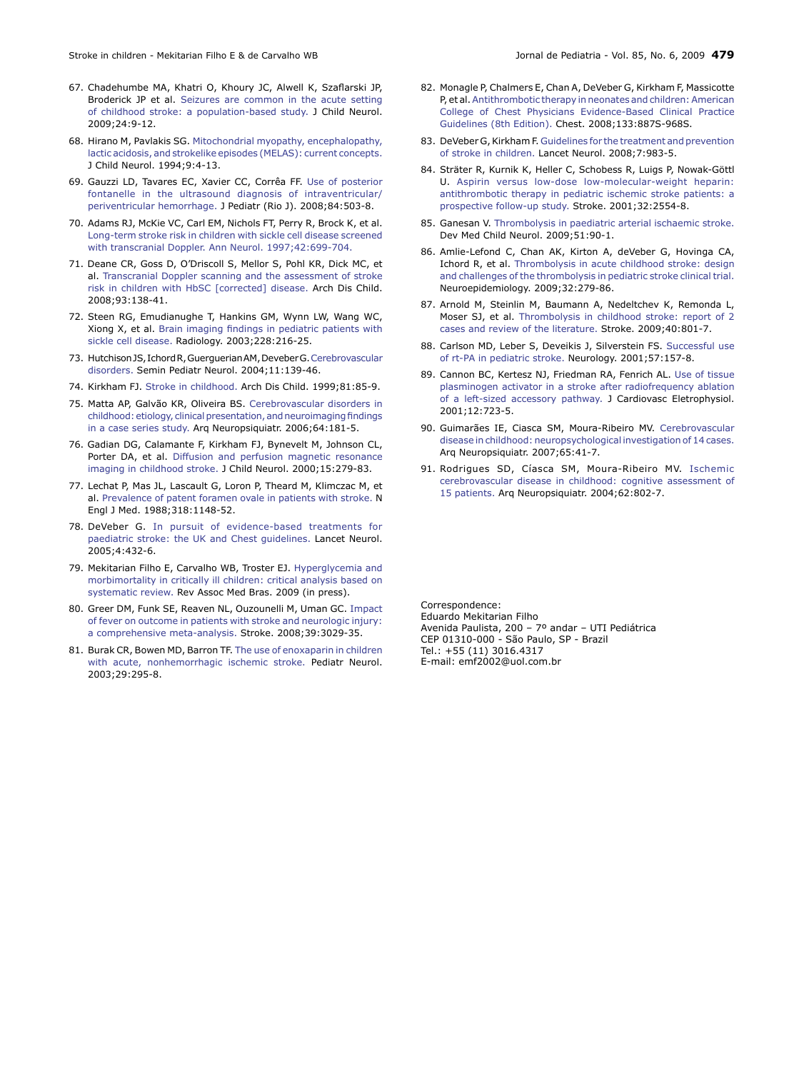67. Chadehumbe MA, Khatri O, Khoury JC, Alwell K, Szaflarski JP, Broderick JP et al. Seizures are common in the acute setting of childhood stroke: a population-based study. J Child Neurol. 2009;24:9-12.

68. Hirano M, Pavlakis SG. Mitochondrial myopathy, encephalopathy, lactic acidosis, and strokelike episodes (MELAS): current concepts. J Child Neurol. 1994;9:4-13.

69. Gauzzi LD, Tavares EC, Xavier CC, Corrêa FF. Use of posterior fontanelle in the ultrasound diagnosis of intraventricular/periventricular hemorrhage. J Pediatr (Rio J). 2008;84:503-8.

70. Adams RJ, McKie VC, Carl EM, Nichols FT, Perry R, Brock K, et al. Long-term stroke risk in children with sickle cell disease screened with transcranial Doppler. Ann Neurol. 1997;42:699-704.

71. Deane CR, Goss D, O'Driscoll S, Mellor S, Pohl KR, Dick MC, et al. Transcranial Doppler scanning and the assessment of stroke risk in children with HbSC [corrected] disease. Arch Dis Child. 2008;93:138-41.

72. Steen RG, Emudianughe T, Hankins GM, Wynn LW, Wang WC, Xiong X, et al. Brain imaging findings in pediatric patients with sickle cell disease. Radiology. 2003;228:216-25.

73. Hutchison JS, Ichord R, Guerguerian AM, Deveber G. Cerebrovascular disorders. Semin Pediatr Neurol. 2004;11:139-46.

74. Kirkham FJ. Stroke in childhood. Arch Dis Child. 1999;81:85-9.

75. Matta AP, Galvão KR, Oliveira BS. Cerebrovascular disorders in childhood: etiology, clinical presentation, and neuroimaging findings in a case series study. Arq Neuropsiquiatr. 2006;64:181-5.

76. Gadian DG, Calamante F, Kirkham FJ, Bynevelt M, Johnson CL, Porter DA, et al. Diffusion and perfusion magnetic resonance imaging in childhood stroke. J Child Neurol. 2000;15:279-83.

77. Lechat P, Mas JL, Lascault G, Loron P, Theard M, Klimczac M, et al. Prevalence of patent foramen ovale in patients with stroke. N Engl J Med. 1988;318:1148-52.

78. DeVeber G. In pursuit of evidence-based treatments for paediatric stroke: the UK and Chest guidelines. Lancet Neurol. 2005;4:432-6.

79. Mekitarian Filho E, Carvalho WB, Troster EJ. Hyperglycemia and morbimortality in critically ill children: critical analysis based on systematic review. Rev Assoc Med Bras. 2009 (in press).

80. Greer DM, Funk SE, Reaven NL, Ouzounelli M, Uman GC. Impact of fever on outcome in patients with stroke and neurologic injury: a comprehensive meta-analysis. Stroke. 2008;39:3029-35.

81. Burak CR, Bowen MD, Barron TF. The use of enoxaparin in children with acute, nonhemorrhagic ischemic stroke. Pediatr Neurol. 2003;29:295-8.

82. Monagle P, Chalmers E, Chan A, DeVeber G, Kirkham F, Massicotte P, et al. Antithrombotic therapy in neonates and children: American College of Chest Physicians Evidence-Based Clinical Practice Guidelines (8th Edition). Chest. 2008;133:887S-968S.

83. DeVeber G, Kirkham F. Guidelines for the treatment and prevention of stroke in children. Lancet Neurol. 2008;7:983-5.

84. Sträter R, Kurnik K, Heller C, Schobess R, Luigs P, Nowak-Göttl U. Aspirin versus low-dose low-molecular-weight heparin: antithrombotic therapy in pediatric ischemic stroke patients: a prospective follow-up study. Stroke. 2001;32:2554-8.

85. Ganesan V. Thrombolysis in paediatric arterial ischaemic stroke. Dev Med Child Neurol. 2009;51:90-1.

86. Amlie-Lefond C, Chan AK, Kirton A, deVeber G, Hovinga CA, Ichord R, et al. Thrombolysis in acute childhood stroke: design and challenges of the thrombolysis in pediatric stroke clinical trial. Neuroepidemiology. 2009;32:279-86.

87. Arnold M, Steinlin M, Baumann A, Nedeltchev K, Remonda L, Moser SJ, et al. Thrombolysis in childhood stroke: report of 2 cases and review of the literature. Stroke. 2009;40:801-7.

88. Carlson MD, Leber S, Deveikis J, Silverstein FS. Successful use of rt-PA in pediatric stroke. Neurology. 2001;57:157-8.

89. Cannon BC, Kertesz NJ, Friedman RA, Fenrich AL. Use of tissue plasminogen activator in a stroke after radiofrequency ablation of a left-sized accessory pathway. J Cardiovasc Eletrophysiol. 2001;12:723-5.

90. Guimarães IE, Ciasca SM, Moura-Ribeiro MV. Cerebrovascular disease in childhood: neuropsychological investigation of 14 cases. Arq Neuropsiquiatr. 2007;65:41-7.

91. Rodrigues SD, Císca SM, Moura-Ribeiro MV. Ischemic cerebrovascular disease in childhood: cognitive assessment of 15 patients. Arq Neuropsiquiatr. 2004;62:802-7.

Correspondence:
Eduardo Mekitarian Filho
Avenida Paulista, 200 – 7º andar – UTI Pediátrica
CEP 01310-000 - São Paulo, SP - Brazil
Tel.: +55 (11) 3016.4317
E-mail: emf2002@uol.com.br